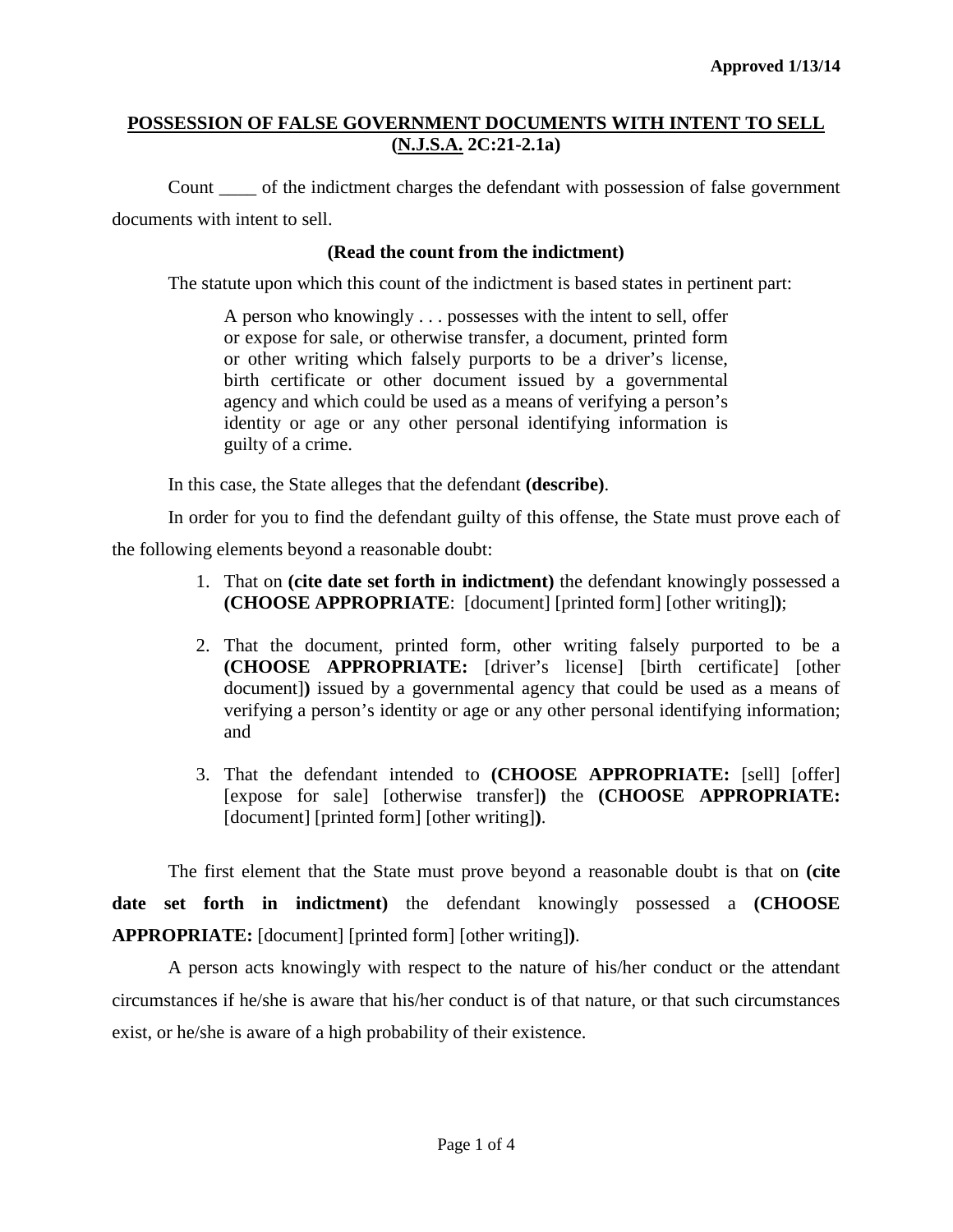**Approved 1/13/14**

## POSSESSION OF FALSE GOVERNMENT DOCUMENTS WITH INTENT TO SELL (N.J.S.A. 2C:21-2.1a)

Count ____ of the indictment charges the defendant with possession of false government documents with intent to sell.

**(Read the count from the indictment)**

The statute upon which this count of the indictment is based states in pertinent part:

> A person who knowingly . . . possesses with the intent to sell, offer or expose for sale, or otherwise transfer, a document, printed form or other writing which falsely purports to be a driver's license, birth certificate or other document issued by a governmental agency and which could be used as a means of verifying a person's identity or age or any other personal identifying information is guilty of a crime.

In this case, the State alleges that the defendant **(describe)**.

In order for you to find the defendant guilty of this offense, the State must prove each of the following elements beyond a reasonable doubt:

1. That on **(cite date set forth in indictment)** the defendant knowingly possessed a **(CHOOSE APPROPRIATE**: [document] [printed form] [other writing]**)**;
2. That the document, printed form, other writing falsely purported to be a **(CHOOSE APPROPRIATE:** [driver's license] [birth certificate] [other document]**)** issued by a governmental agency that could be used as a means of verifying a person's identity or age or any other personal identifying information; and
3. That the defendant intended to **(CHOOSE APPROPRIATE:** [sell] [offer] [expose for sale] [otherwise transfer]**)** the **(CHOOSE APPROPRIATE:** [document] [printed form] [other writing]**)**.

The first element that the State must prove beyond a reasonable doubt is that on **(cite date set forth in indictment)** the defendant knowingly possessed a **(CHOOSE APPROPRIATE:** [document] [printed form] [other writing]**)**.

A person acts knowingly with respect to the nature of his/her conduct or the attendant circumstances if he/she is aware that his/her conduct is of that nature, or that such circumstances exist, or he/she is aware of a high probability of their existence.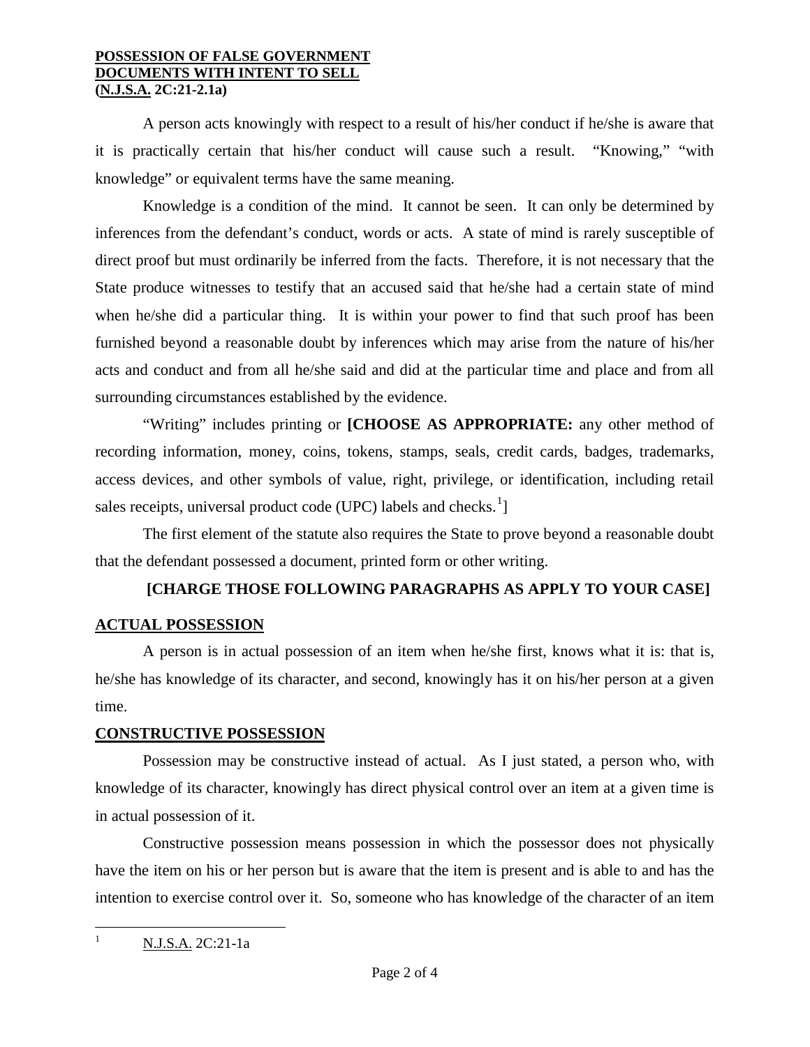**POSSESSION OF FALSE GOVERNMENT DOCUMENTS WITH INTENT TO SELL (N.J.S.A. 2C:21-2.1a)**

A person acts knowingly with respect to a result of his/her conduct if he/she is aware that it is practically certain that his/her conduct will cause such a result. "Knowing," "with knowledge" or equivalent terms have the same meaning.

Knowledge is a condition of the mind. It cannot be seen. It can only be determined by inferences from the defendant's conduct, words or acts. A state of mind is rarely susceptible of direct proof but must ordinarily be inferred from the facts. Therefore, it is not necessary that the State produce witnesses to testify that an accused said that he/she had a certain state of mind when he/she did a particular thing. It is within your power to find that such proof has been furnished beyond a reasonable doubt by inferences which may arise from the nature of his/her acts and conduct and from all he/she said and did at the particular time and place and from all surrounding circumstances established by the evidence.

"Writing" includes printing or **[CHOOSE AS APPROPRIATE:** any other method of recording information, money, coins, tokens, stamps, seals, credit cards, badges, trademarks, access devices, and other symbols of value, right, privilege, or identification, including retail sales receipts, universal product code (UPC) labels and checks.[1]]

The first element of the statute also requires the State to prove beyond a reasonable doubt that the defendant possessed a document, printed form or other writing.

**[CHARGE THOSE FOLLOWING PARAGRAPHS AS APPLY TO YOUR CASE]**

## ACTUAL POSSESSION

A person is in actual possession of an item when he/she first, knows what it is: that is, he/she has knowledge of its character, and second, knowingly has it on his/her person at a given time.

## CONSTRUCTIVE POSSESSION

Possession may be constructive instead of actual. As I just stated, a person who, with knowledge of its character, knowingly has direct physical control over an item at a given time is in actual possession of it.

Constructive possession means possession in which the possessor does not physically have the item on his or her person but is aware that the item is present and is able to and has the intention to exercise control over it. So, someone who has knowledge of the character of an item

---

[1] N.J.S.A. 2C:21-1a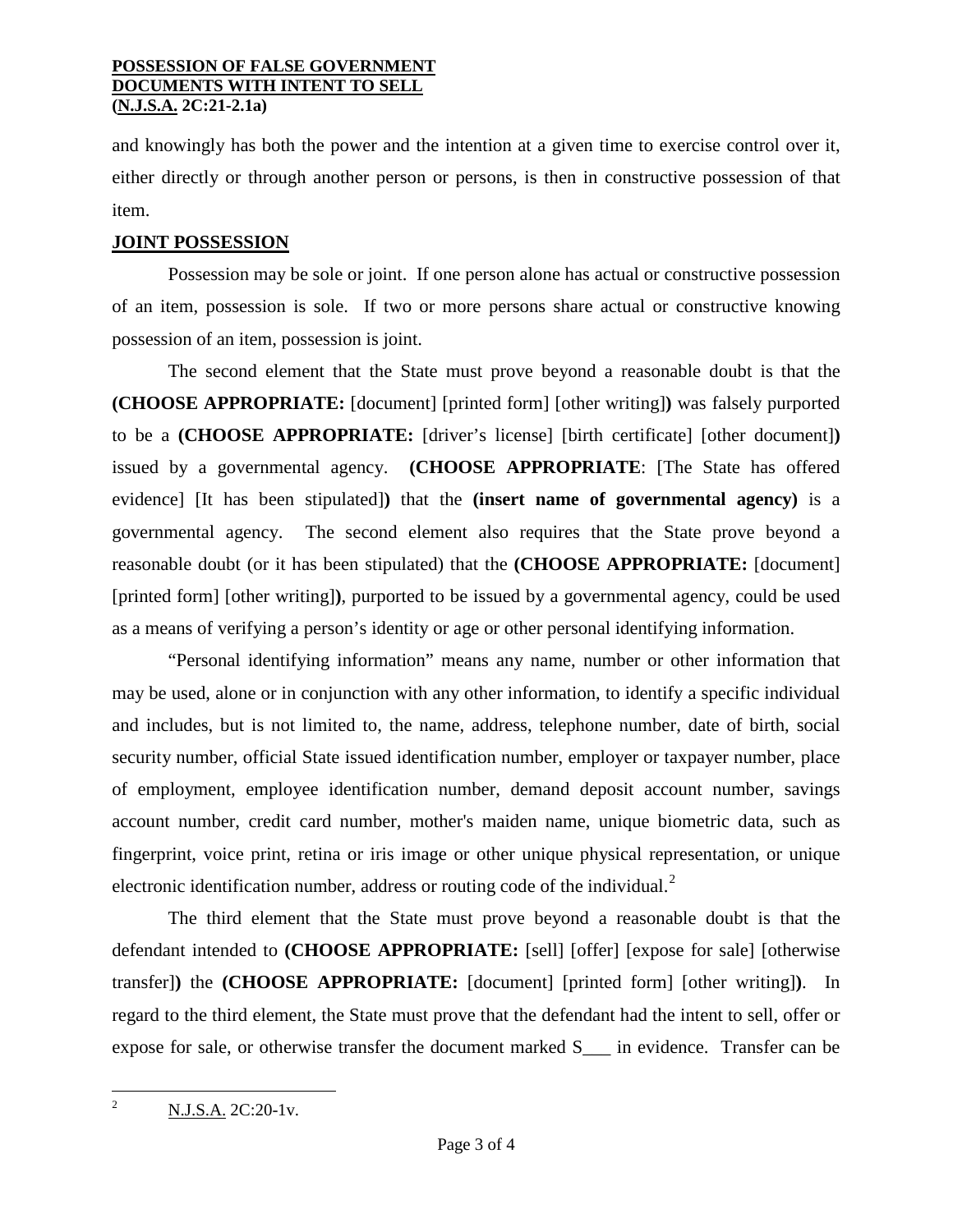and knowingly has both the power and the intention at a given time to exercise control over it, either directly or through another person or persons, is then in constructive possession of that item.

**JOINT POSSESSION**

Possession may be sole or joint. If one person alone has actual or constructive possession of an item, possession is sole. If two or more persons share actual or constructive knowing possession of an item, possession is joint.

The second element that the State must prove beyond a reasonable doubt is that the **(CHOOSE APPROPRIATE:** [document] [printed form] [other writing]**)** was falsely purported to be a **(CHOOSE APPROPRIATE:** [driver's license] [birth certificate] [other document]**)** issued by a governmental agency. **(CHOOSE APPROPRIATE**: [The State has offered evidence] [It has been stipulated]**)** that the **(insert name of governmental agency)** is a governmental agency. The second element also requires that the State prove beyond a reasonable doubt (or it has been stipulated) that the **(CHOOSE APPROPRIATE:** [document] [printed form] [other writing]**)**, purported to be issued by a governmental agency, could be used as a means of verifying a person's identity or age or other personal identifying information.

"Personal identifying information" means any name, number or other information that may be used, alone or in conjunction with any other information, to identify a specific individual and includes, but is not limited to, the name, address, telephone number, date of birth, social security number, official State issued identification number, employer or taxpayer number, place of employment, employee identification number, demand deposit account number, savings account number, credit card number, mother's maiden name, unique biometric data, such as fingerprint, voice print, retina or iris image or other unique physical representation, or unique electronic identification number, address or routing code of the individual.[2]

The third element that the State must prove beyond a reasonable doubt is that the defendant intended to **(CHOOSE APPROPRIATE:** [sell] [offer] [expose for sale] [otherwise transfer]**)** the **(CHOOSE APPROPRIATE:** [document] [printed form] [other writing]**)**. In regard to the third element, the State must prove that the defendant had the intent to sell, offer or expose for sale, or otherwise transfer the document marked S___ in evidence. Transfer can be

---

[2] N.J.S.A. 2C:20-1v.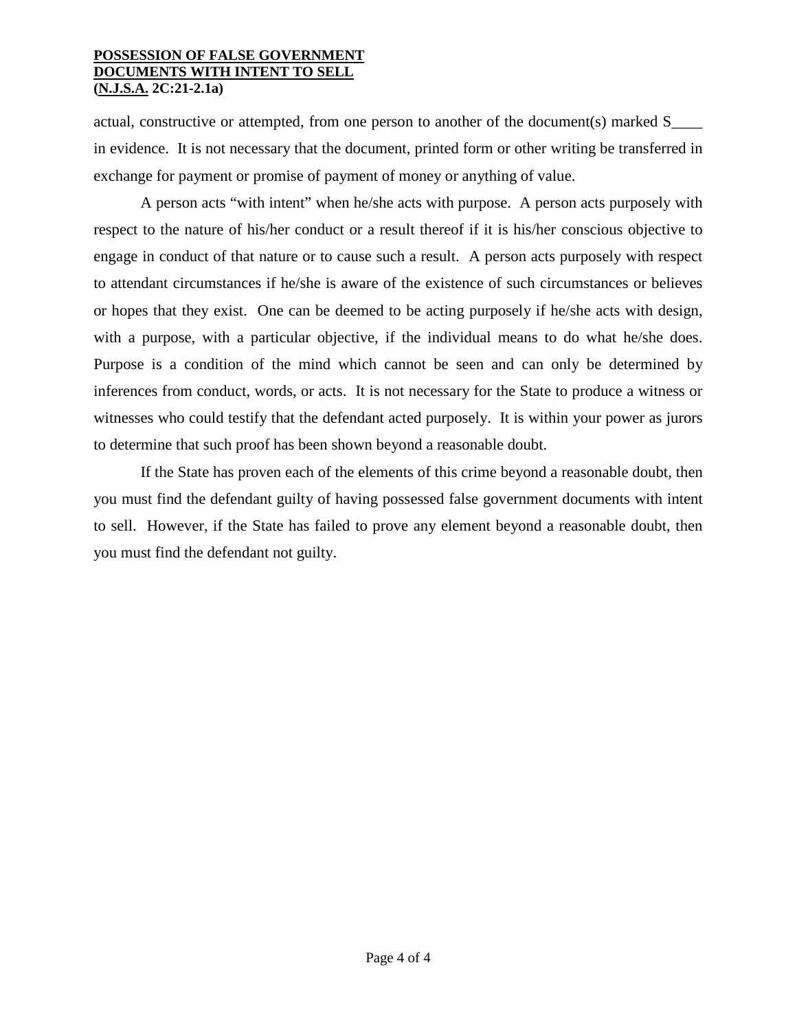actual, constructive or attempted, from one person to another of the document(s) marked S____ in evidence. It is not necessary that the document, printed form or other writing be transferred in exchange for payment or promise of payment of money or anything of value.

A person acts "with intent" when he/she acts with purpose. A person acts purposely with respect to the nature of his/her conduct or a result thereof if it is his/her conscious objective to engage in conduct of that nature or to cause such a result. A person acts purposely with respect to attendant circumstances if he/she is aware of the existence of such circumstances or believes or hopes that they exist. One can be deemed to be acting purposely if he/she acts with design, with a purpose, with a particular objective, if the individual means to do what he/she does. Purpose is a condition of the mind which cannot be seen and can only be determined by inferences from conduct, words, or acts. It is not necessary for the State to produce a witness or witnesses who could testify that the defendant acted purposely. It is within your power as jurors to determine that such proof has been shown beyond a reasonable doubt.

If the State has proven each of the elements of this crime beyond a reasonable doubt, then you must find the defendant guilty of having possessed false government documents with intent to sell. However, if the State has failed to prove any element beyond a reasonable doubt, then you must find the defendant not guilty.